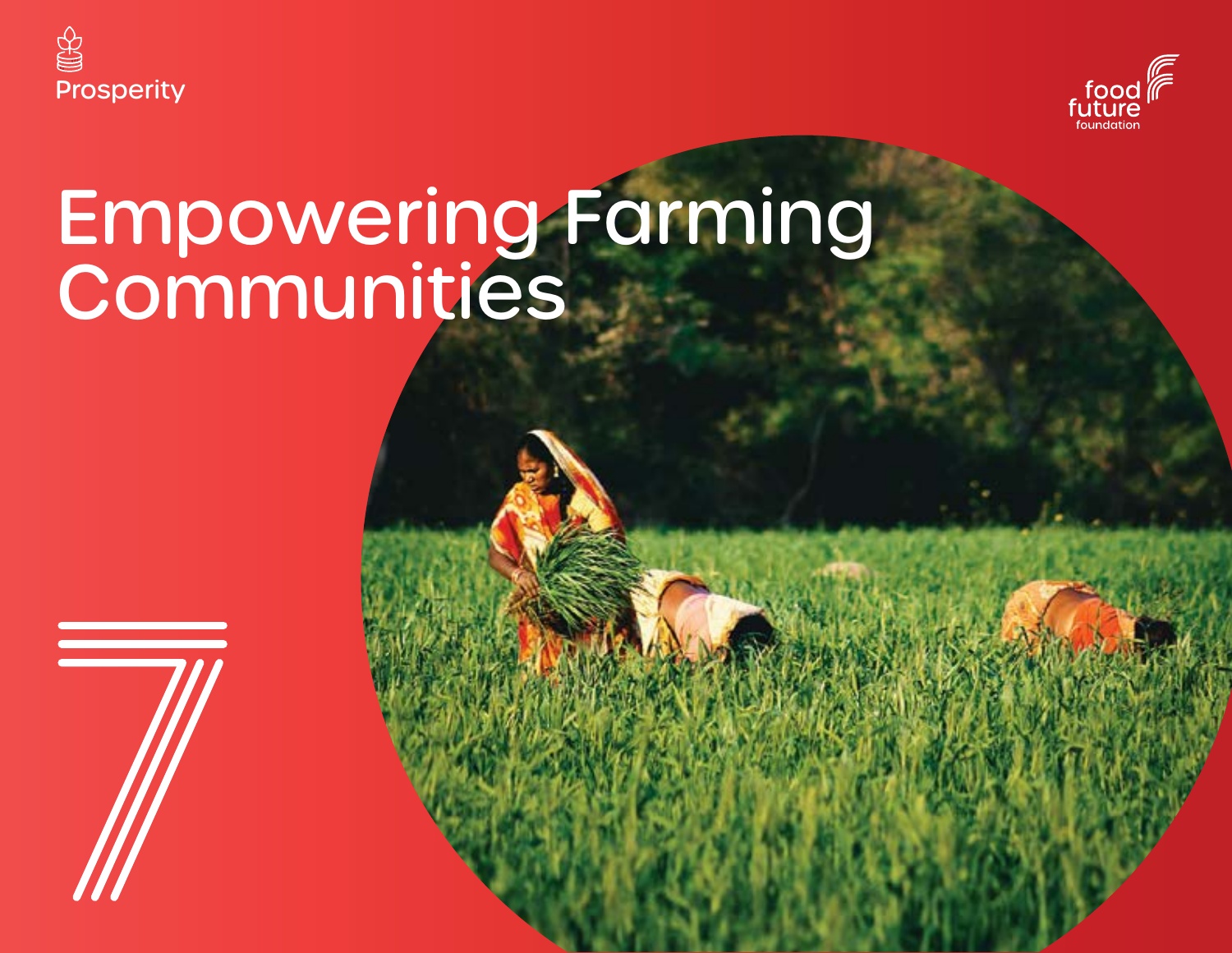Prosperity

food future foundation

# Empowering Farming Communities

7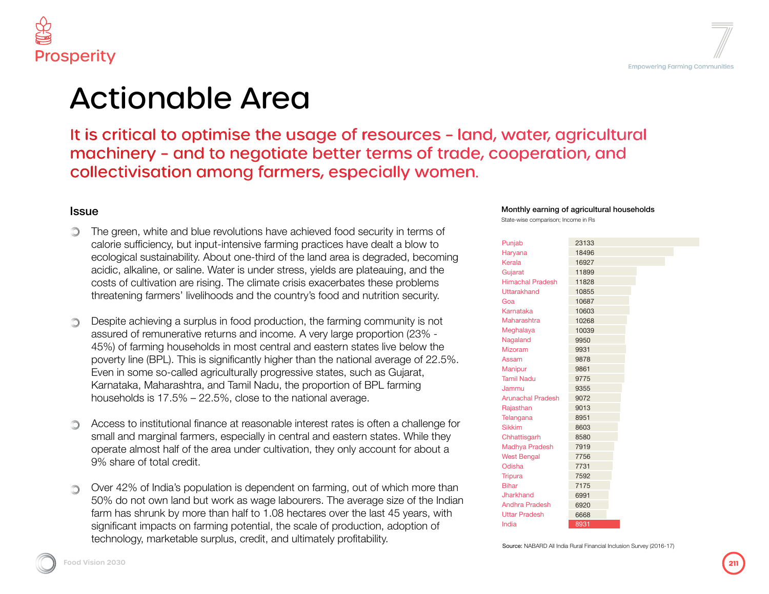# Actionable Area

## It is critical to optimise the usage of resources – land, water, agricultural machinery – and to negotiate better terms of trade, cooperation, and collectivisation among farmers, especially women.

### Issue

- The green, white and blue revolutions have achieved food security in terms of calorie sufficiency, but input-intensive farming practices have dealt a blow to ecological sustainability. About one-third of the land area is degraded, becoming acidic, alkaline, or saline. Water is under stress, yields are plateauing, and the costs of cultivation are rising. The climate crisis exacerbates these problems threatening farmers' livelihoods and the country's food and nutrition security.

- Despite achieving a surplus in food production, the farming community is not assured of remunerative returns and income. A very large proportion (23% - 45%) of farming households in most central and eastern states live below the poverty line (BPL). This is significantly higher than the national average of 22.5%. Even in some so-called agriculturally progressive states, such as Gujarat, Karnataka, Maharashtra, and Tamil Nadu, the proportion of BPL farming households is 17.5% – 22.5%, close to the national average.

- Access to institutional finance at reasonable interest rates is often a challenge for small and marginal farmers, especially in central and eastern states. While they operate almost half of the area under cultivation, they only account for about a 9% share of total credit.

- Over 42% of India's population is dependent on farming, out of which more than 50% do not own land but work as wage labourers. The average size of the Indian farm has shrunk by more than half to 1.08 hectares over the last 45 years, with significant impacts on farming potential, the scale of production, adoption of technology, marketable surplus, credit, and ultimately profitability.

**Monthly earning of agricultural households**

State-wise comparison; Income in Rs

| State | Income (Rs) |
|---|---|
| Punjab | 23133 |
| Haryana | 18496 |
| Kerala | 16927 |
| Gujarat | 11899 |
| Himachal Pradesh | 11828 |
| Uttarakhand | 10855 |
| Goa | 10687 |
| Karnataka | 10603 |
| Maharashtra | 10268 |
| Meghalaya | 10039 |
| Nagaland | 9950 |
| Mizoram | 9931 |
| Assam | 9878 |
| Manipur | 9861 |
| Tamil Nadu | 9775 |
| Jammu | 9355 |
| Arunachal Pradesh | 9072 |
| Rajasthan | 9013 |
| Telangana | 8951 |
| Sikkim | 8603 |
| Chhattisgarh | 8580 |
| Madhya Pradesh | 7919 |
| West Bengal | 7756 |
| Odisha | 7731 |
| Tripura | 7592 |
| Bihar | 7175 |
| Jharkhand | 6991 |
| Andhra Pradesh | 6920 |
| Uttar Pradesh | 6668 |
| India | 8931 |

**Source:** NABARD All India Rural Financial Inclusion Survey (2016-17)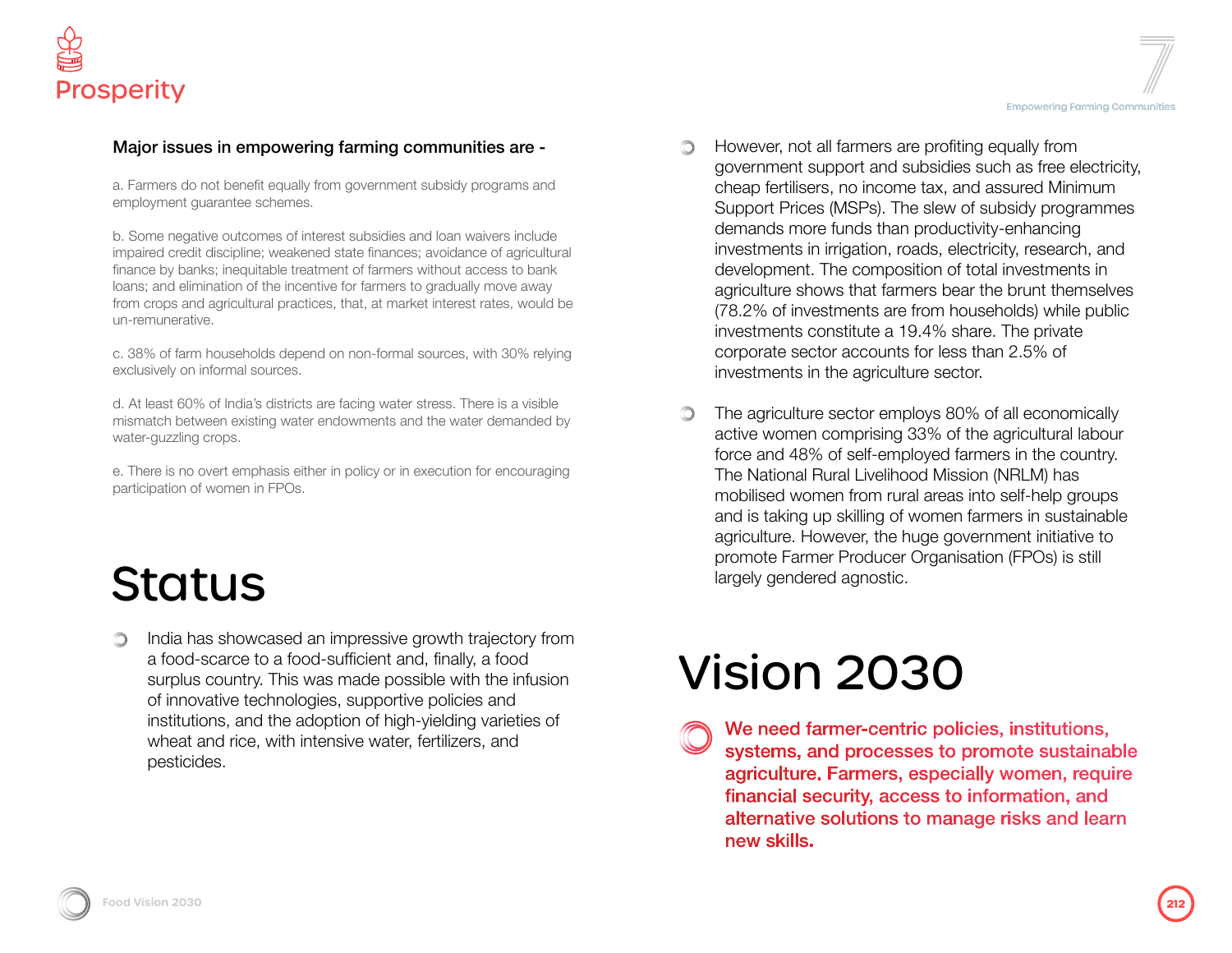Major issues in empowering farming communities are -

a. Farmers do not benefit equally from government subsidy programs and employment guarantee schemes.

b. Some negative outcomes of interest subsidies and loan waivers include impaired credit discipline; weakened state finances; avoidance of agricultural finance by banks; inequitable treatment of farmers without access to bank loans; and elimination of the incentive for farmers to gradually move away from crops and agricultural practices, that, at market interest rates, would be un-remunerative.

c. 38% of farm households depend on non-formal sources, with 30% relying exclusively on informal sources.

d. At least 60% of India's districts are facing water stress. There is a visible mismatch between existing water endowments and the water demanded by water-guzzling crops.

e. There is no overt emphasis either in policy or in execution for encouraging participation of women in FPOs.

# Status

- India has showcased an impressive growth trajectory from a food-scarce to a food-sufficient and, finally, a food surplus country. This was made possible with the infusion of innovative technologies, supportive policies and institutions, and the adoption of high-yielding varieties of wheat and rice, with intensive water, fertilizers, and pesticides.

- However, not all farmers are profiting equally from government support and subsidies such as free electricity, cheap fertilisers, no income tax, and assured Minimum Support Prices (MSPs). The slew of subsidy programmes demands more funds than productivity-enhancing investments in irrigation, roads, electricity, research, and development. The composition of total investments in agriculture shows that farmers bear the brunt themselves (78.2% of investments are from households) while public investments constitute a 19.4% share. The private corporate sector accounts for less than 2.5% of investments in the agriculture sector.

- The agriculture sector employs 80% of all economically active women comprising 33% of the agricultural labour force and 48% of self-employed farmers in the country. The National Rural Livelihood Mission (NRLM) has mobilised women from rural areas into self-help groups and is taking up skilling of women farmers in sustainable agriculture. However, the huge government initiative to promote Farmer Producer Organisation (FPOs) is still largely gendered agnostic.

# Vision 2030

**We need farmer-centric policies, institutions, systems, and processes to promote sustainable agriculture. Farmers, especially women, require financial security, access to information, and alternative solutions to manage risks and learn new skills.**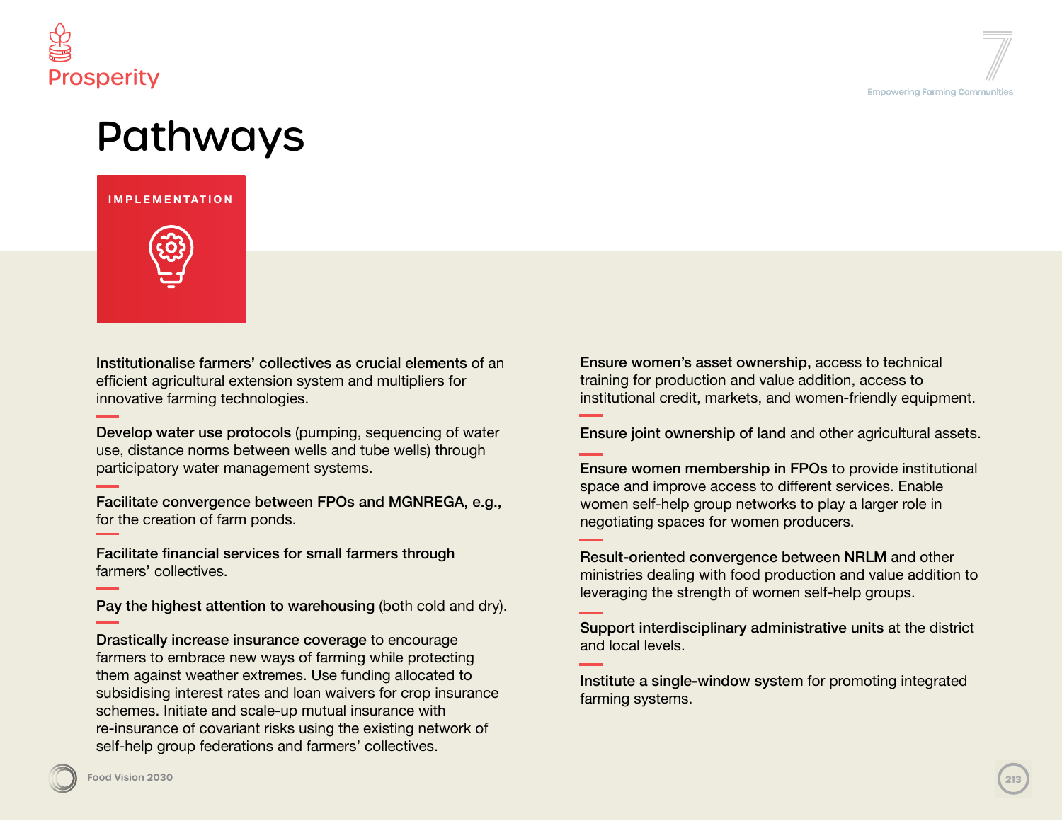# Pathways

## IMPLEMENTATION

**Institutionalise farmers' collectives as crucial elements** of an efficient agricultural extension system and multipliers for innovative farming technologies.

**Develop water use protocols** (pumping, sequencing of water use, distance norms between wells and tube wells) through participatory water management systems.

**Facilitate convergence between FPOs and MGNREGA, e.g.,** for the creation of farm ponds.

**Facilitate financial services for small farmers through** farmers' collectives.

**Pay the highest attention to warehousing** (both cold and dry).

**Drastically increase insurance coverage** to encourage farmers to embrace new ways of farming while protecting them against weather extremes. Use funding allocated to subsidising interest rates and loan waivers for crop insurance schemes. Initiate and scale-up mutual insurance with re-insurance of covariant risks using the existing network of self-help group federations and farmers' collectives.

**Ensure women's asset ownership,** access to technical training for production and value addition, access to institutional credit, markets, and women-friendly equipment.

**Ensure joint ownership of land** and other agricultural assets.

**Ensure women membership in FPOs** to provide institutional space and improve access to different services. Enable women self-help group networks to play a larger role in negotiating spaces for women producers.

**Result-oriented convergence between NRLM** and other ministries dealing with food production and value addition to leveraging the strength of women self-help groups.

**Support interdisciplinary administrative units** at the district and local levels.

**Institute a single-window system** for promoting integrated farming systems.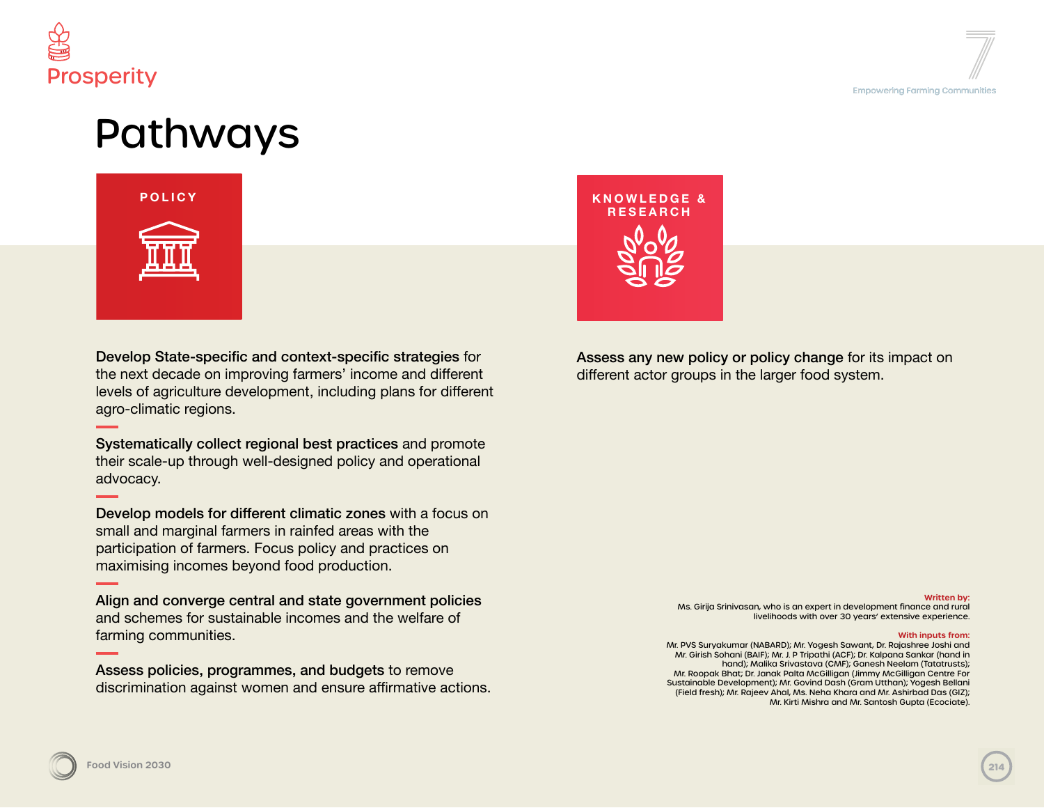Prosperity

# Pathways

## POLICY

**Develop State-specific and context-specific strategies** for the next decade on improving farmers' income and different levels of agriculture development, including plans for different agro-climatic regions.

**Systematically collect regional best practices** and promote their scale-up through well-designed policy and operational advocacy.

**Develop models for different climatic zones** with a focus on small and marginal farmers in rainfed areas with the participation of farmers. Focus policy and practices on maximising incomes beyond food production.

**Align and converge central and state government policies** and schemes for sustainable incomes and the welfare of farming communities.

**Assess policies, programmes, and budgets** to remove discrimination against women and ensure affirmative actions.

## KNOWLEDGE & RESEARCH

**Assess any new policy or policy change** for its impact on different actor groups in the larger food system.

**Written by:**
Ms. Girija Srinivasan, who is an expert in development finance and rural livelihoods with over 30 years' extensive experience.

**With inputs from:**
Mr. PVS Suryakumar (NABARD); Mr. Yogesh Sawant, Dr. Rajashree Joshi and Mr. Girish Sohani (BAIF); Mr. J. P Tripathi (ACF); Dr. Kalpana Sankar (hand in hand); Malika Srivastava (CMF); Ganesh Neelam (Tatatrusts); Mr. Roopak Bhat; Dr. Janak Palta McGilligan (Jimmy McGilligan Centre For Sustainable Development); Mr. Govind Dash (Gram Utthan); Yogesh Bellani (Field fresh); Mr. Rajeev Ahal, Ms. Neha Khara and Mr. Ashirbad Das (GIZ); Mr. Kirti Mishra and Mr. Santosh Gupta (Ecociate).